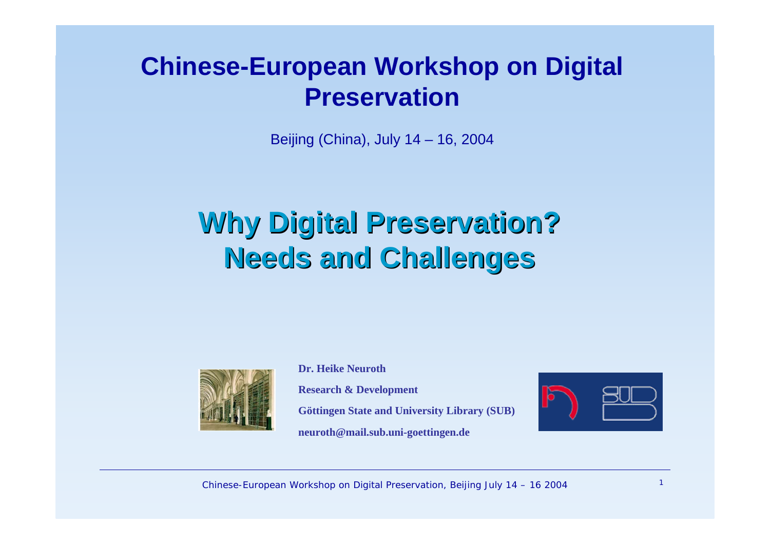# Chinese-European Workshop on Digital Preservation

Beijing (China), July 14 – 16, 2004

## Why Digital Preservation? Needs and Challenges

**Dr. Heike Neuroth**

**Research & Development**

**Göttingen State and University Library (SUB)**

**neuroth@mail.sub.uni-goettingen.de**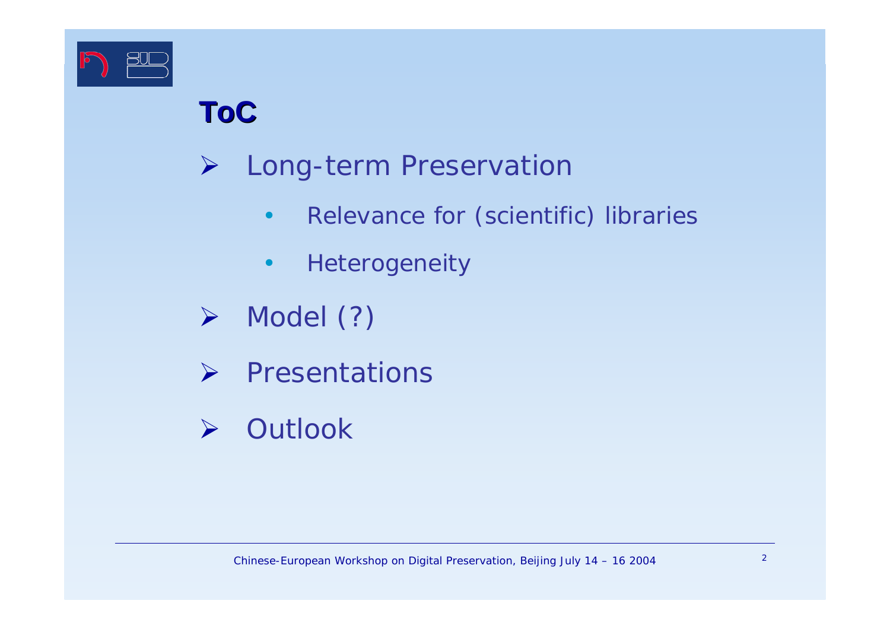# ToC

- Long-term Preservation
  - Relevance for (scientific) libraries
  - Heterogeneity
- Model (?)
- Presentations
- Outlook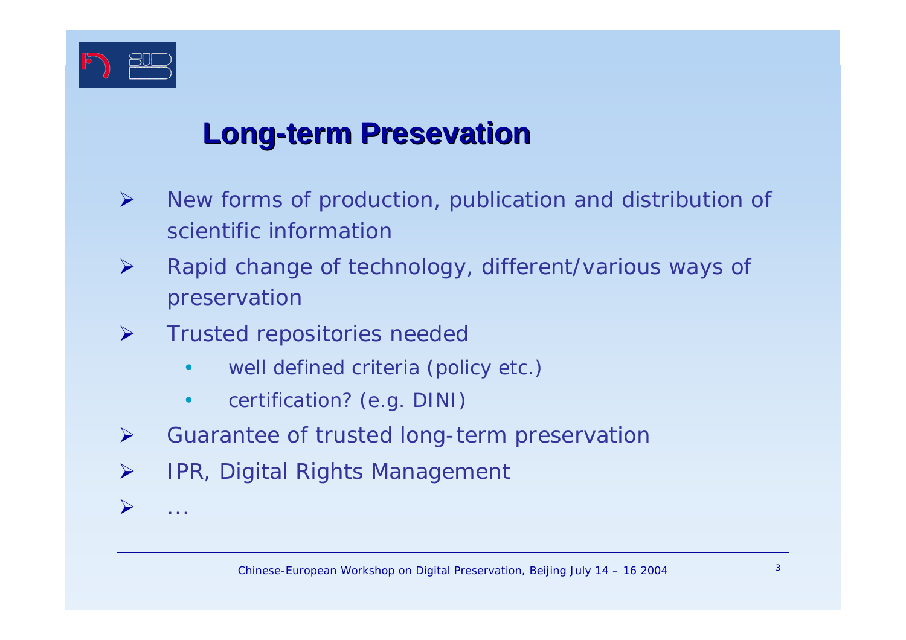## Long-term Presevation

- New forms of production, publication and distribution of scientific information
- Rapid change of technology, different/various ways of preservation
- Trusted repositories needed
  - well defined criteria (policy etc.)
  - certification? (e.g. DINI)
- Guarantee of trusted long-term preservation
- IPR, Digital Rights Management
- ...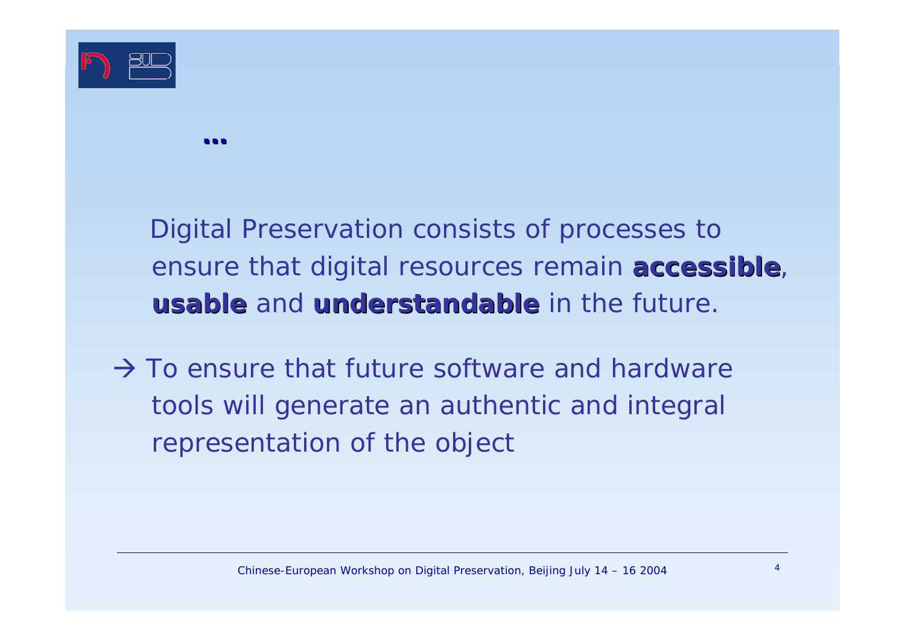**...**

Digital Preservation consists of processes to ensure that digital resources remain **accessible**, **usable** and **understandable** in the future.

→ To ensure that future software and hardware tools will generate an authentic and integral representation of the object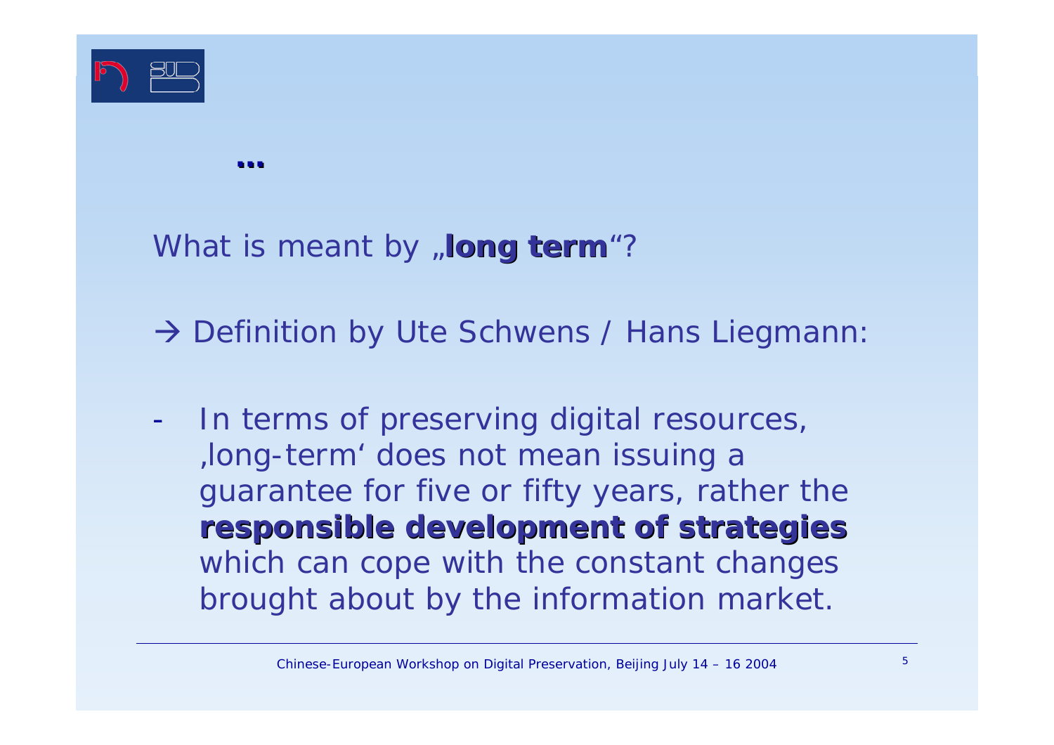**...**

What is meant by „**long term**“?

→ Definition by Ute Schwens / Hans Liegmann:

- In terms of preserving digital resources, ‚long-term‘ does not mean issuing a guarantee for five or fifty years, rather the **responsible development of strategies** which can cope with the constant changes brought about by the information market.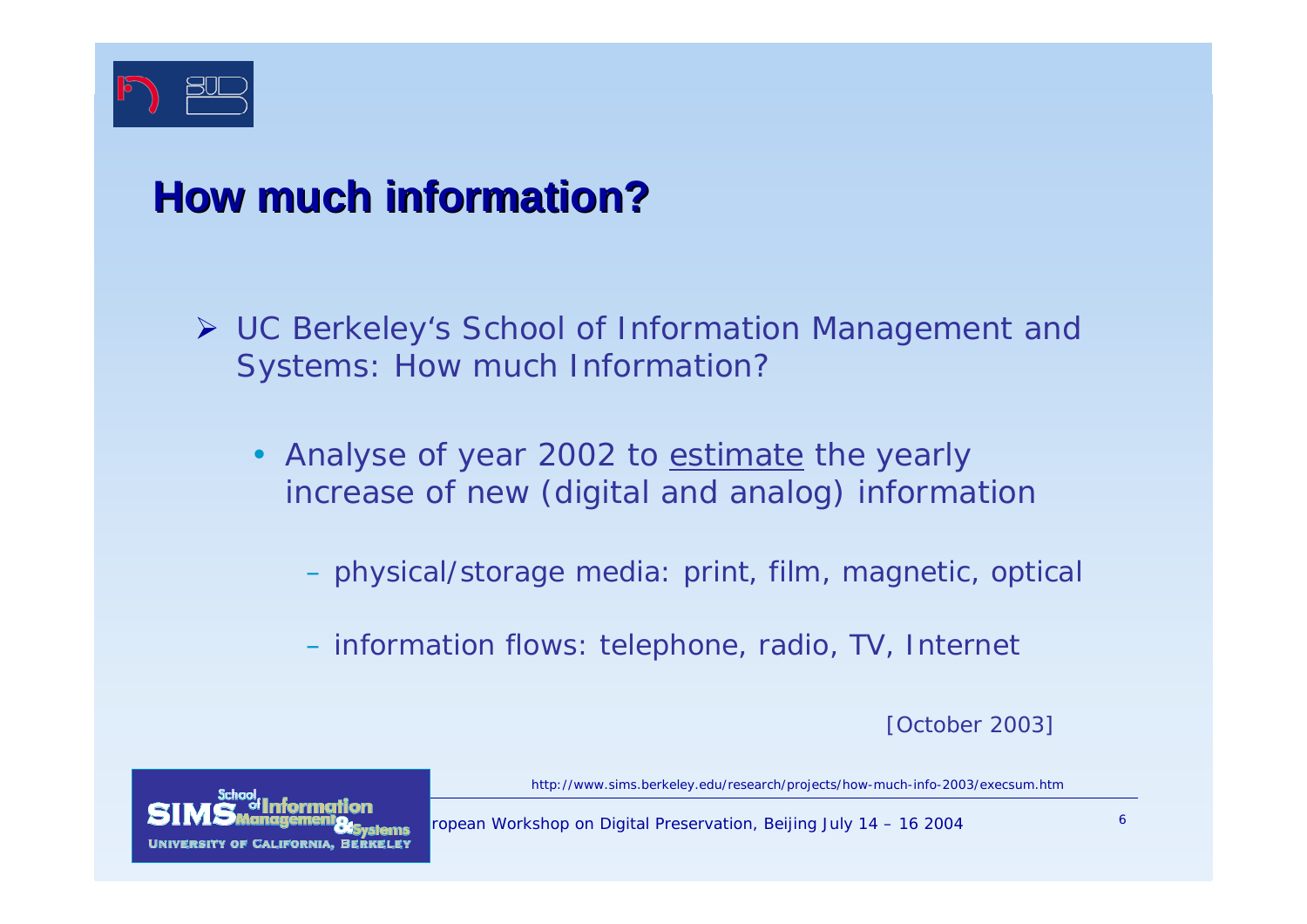## How much information?

- UC Berkeley's School of Information Management and Systems: How much Information?
  - Analyse of year 2002 to <u>estimate</u> the yearly increase of new (digital and analog) information
    - physical/storage media: print, film, magnetic, optical
    - information flows: telephone, radio, TV, Internet

[October 2003]

http://www.sims.berkeley.edu/research/projects/how-much-info-2003/execsum.htm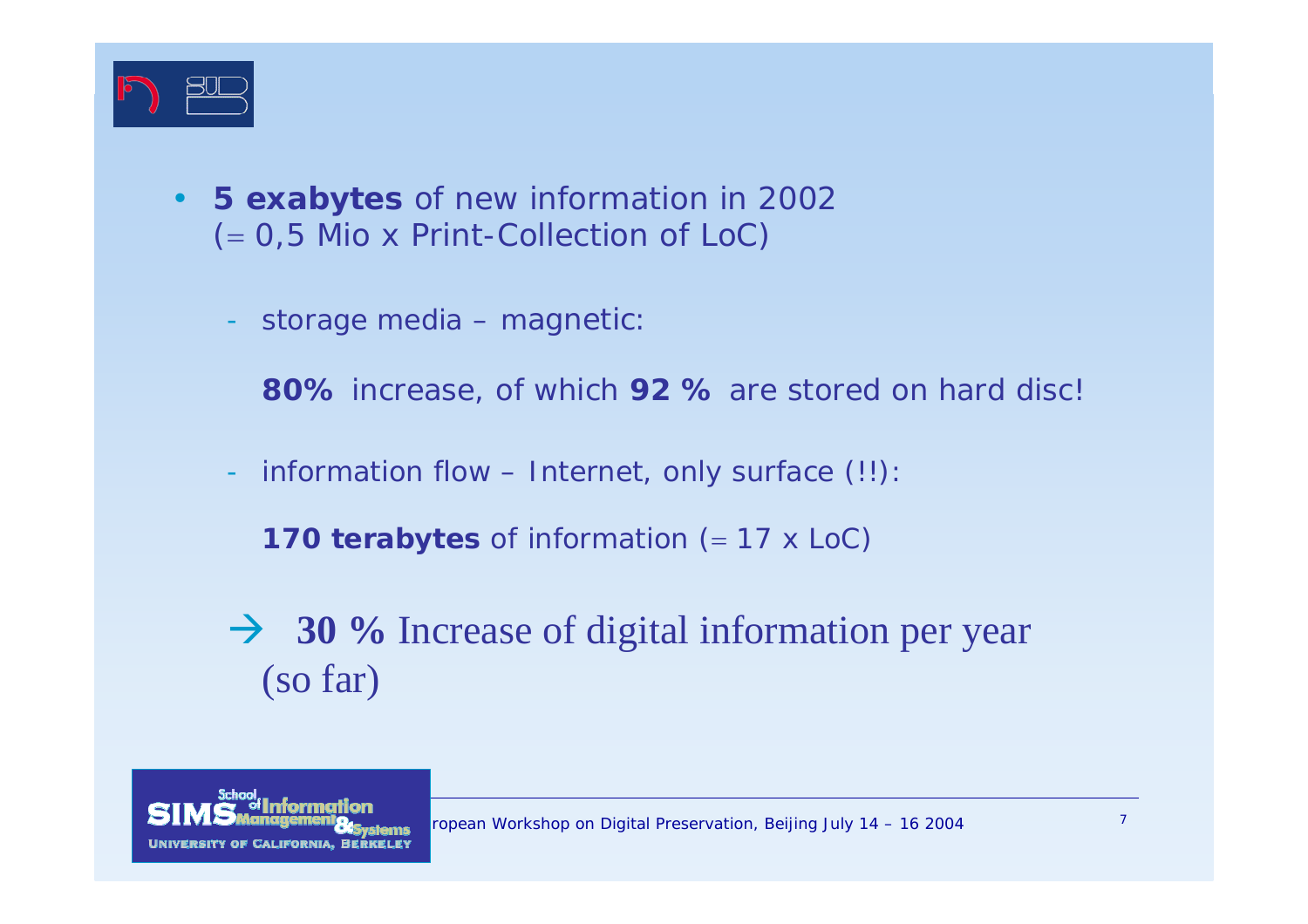- **5 exabytes** of new information in 2002 (= 0,5 Mio x Print-Collection of LoC)
  - storage media – magnetic:

    **80%** increase, of which **92 %** are stored on hard disc!

  - information flow – Internet, only surface (!!):

    **170 terabytes** of information (= 17 x LoC)

→ **30 %** Increase of digital information per year (so far)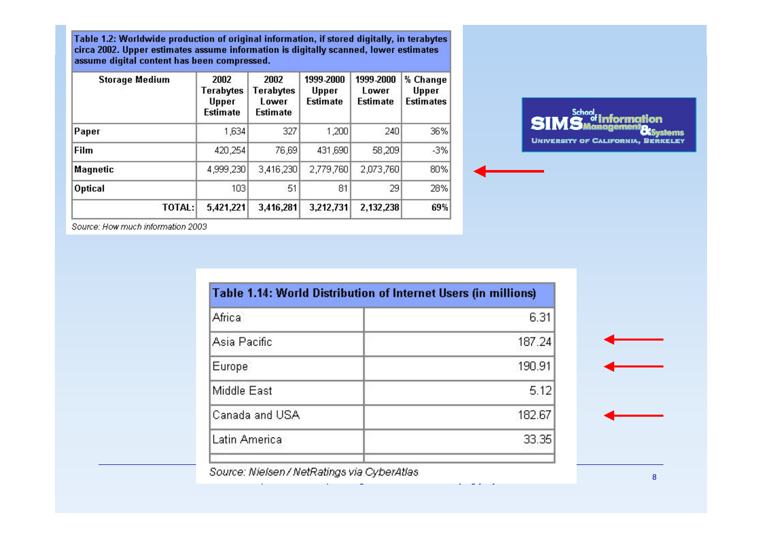| Table 1.2: Worldwide production of original information, if stored digitally, in terabytes circa 2002. Upper estimates assume information is digitally scanned, lower estimates assume digital content has been compressed. | | | | | |
|---|---|---|---|---|---|
| **Storage Medium** | **2002 Terabytes Upper Estimate** | **2002 Terabytes Lower Estimate** | **1999-2000 Upper Estimate** | **1999-2000 Lower Estimate** | **% Change Upper Estimates** |
| **Paper** | 1,634 | 327 | 1,200 | 240 | 36% |
| **Film** | 420,254 | 76,69 | 431,690 | 58,209 | -3% |
| **Magnetic** | 4,999,230 | 3,416,230 | 2,779,760 | 2,073,760 | 80% |
| **Optical** | 103 | 51 | 81 | 29 | 28% |
| **TOTAL:** | **5,421,221** | **3,416,281** | **3,212,731** | **2,132,238** | **69%** |

*Source: How much information 2003*

SIMS School of Information Management & Systems
University of California, Berkeley

| Table 1.14: World Distribution of Internet Users (in millions) | |
|---|---|
| Africa | 6.31 |
| Asia Pacific | 187.24 |
| Europe | 190.91 |
| Middle East | 5.12 |
| Canada and USA | 182.67 |
| Latin America | 33.35 |

*Source: Nielsen / NetRatings via CyberAtlas*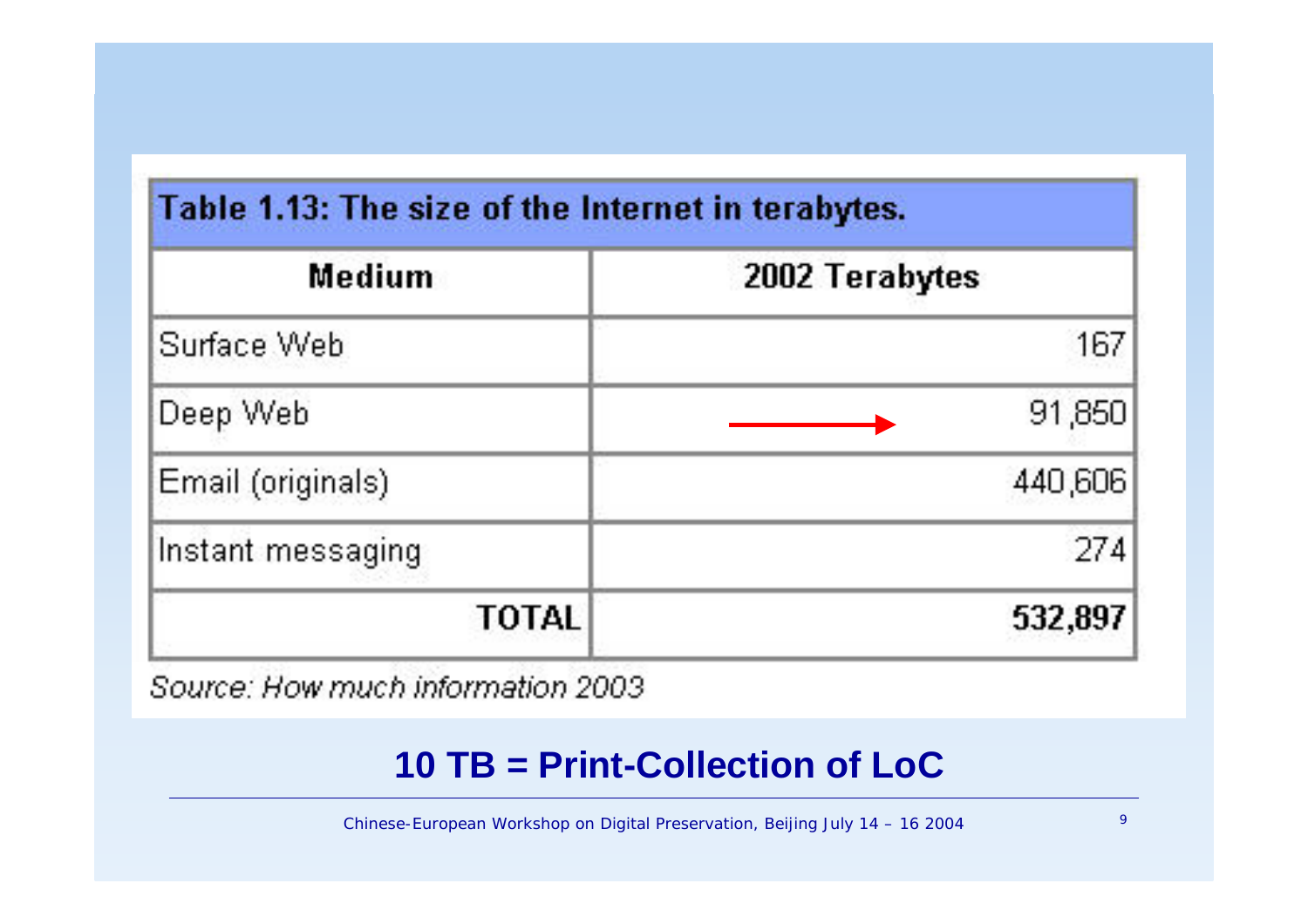**Table 1.13: The size of the Internet in terabytes.**

| Medium | 2002 Terabytes |
|---|---|
| Surface Web | 167 |
| Deep Web | 91,850 |
| Email (originals) | 440,606 |
| Instant messaging | 274 |
| **TOTAL** | **532,897** |

*Source: How much information 2003*

## 10 TB = Print-Collection of LoC

Chinese-European Workshop on Digital Preservation, Beijing July 14 – 16 2004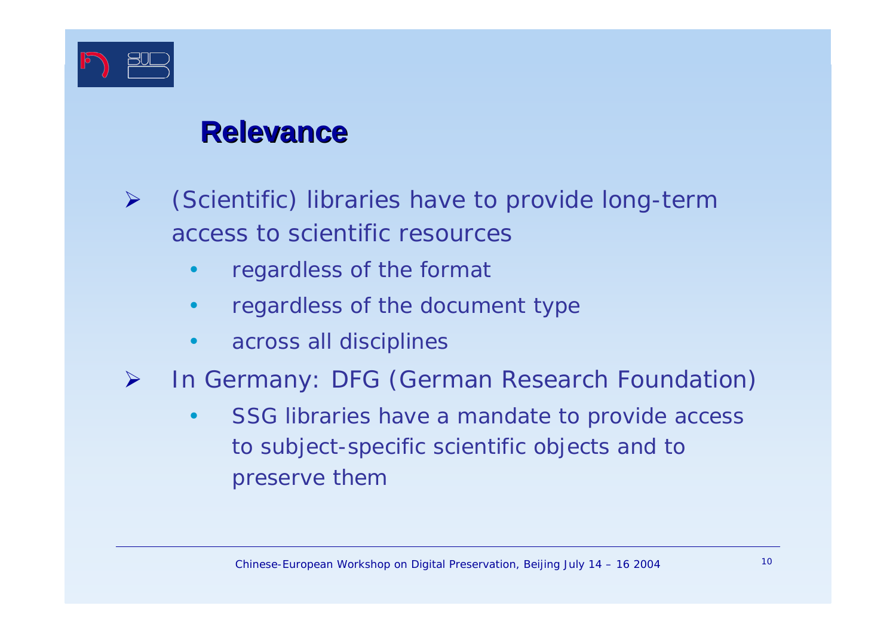## Relevance

- (Scientific) libraries have to provide long-term access to scientific resources
  - regardless of the format
  - regardless of the document type
  - across all disciplines
- In Germany: DFG (German Research Foundation)
  - SSG libraries have a mandate to provide access to subject-specific scientific objects and to preserve them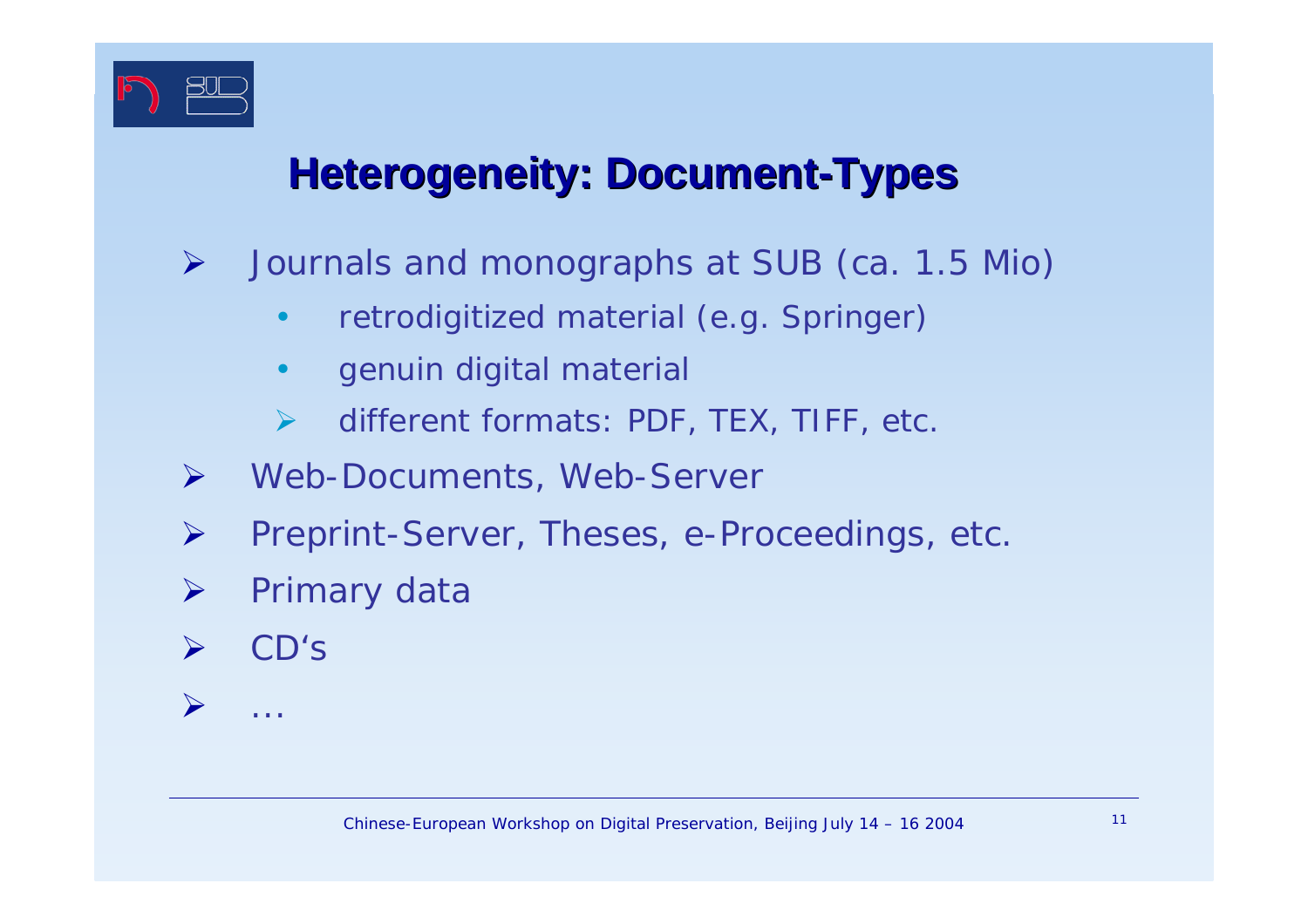## Heterogeneity: Document-Types

- Journals and monographs at SUB (ca. 1.5 Mio)
  - retrodigitized material (e.g. Springer)
  - genuin digital material
  - different formats: PDF, TEX, TIFF, etc.
- Web-Documents, Web-Server
- Preprint-Server, Theses, e-Proceedings, etc.
- Primary data
- CD‘s
- …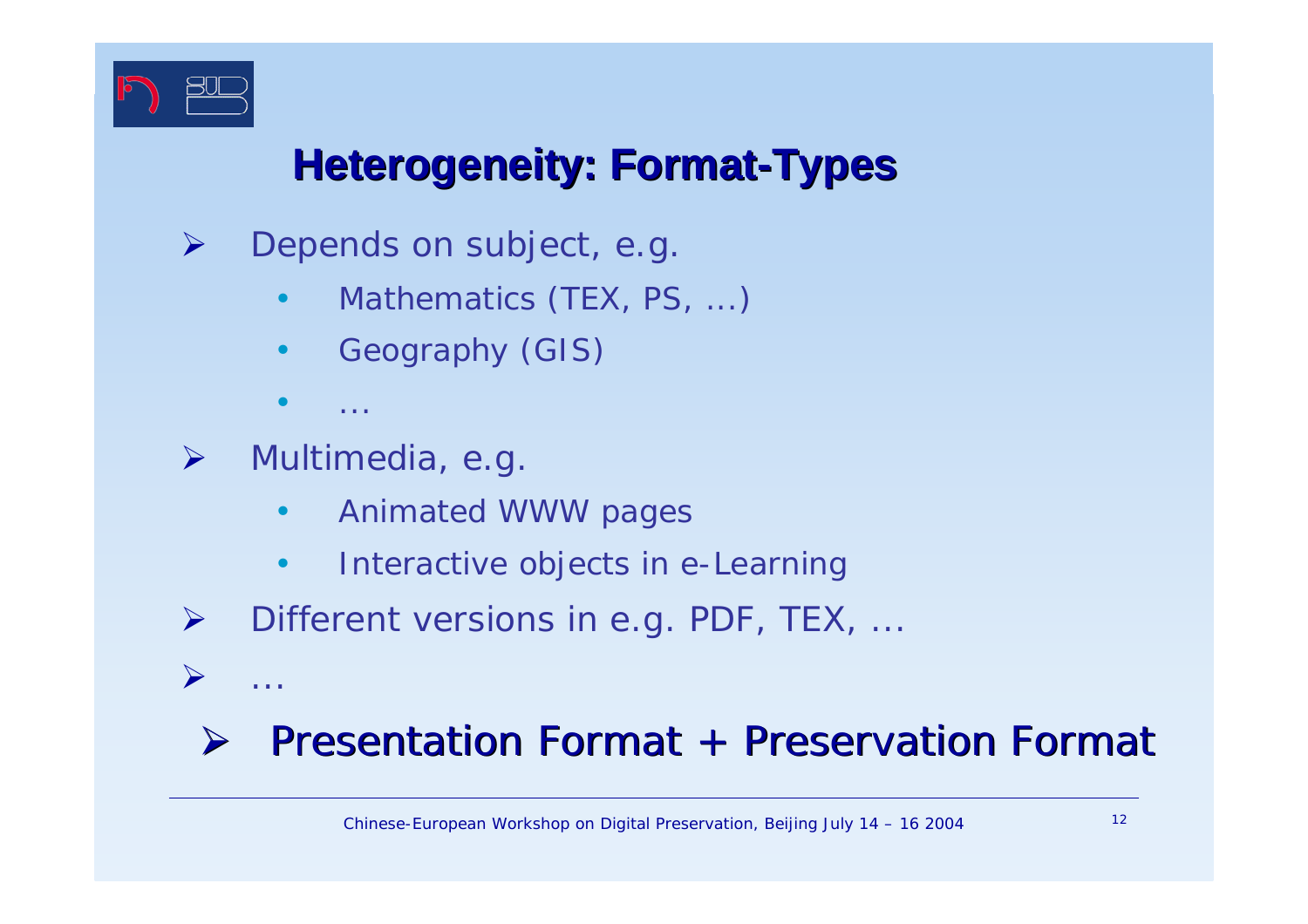# Heterogeneity: Format-Types

- Depends on subject, e.g.
  - Mathematics (TEX, PS, ...)
  - Geography (GIS)
  - ...
- Multimedia, e.g.
  - Animated WWW pages
  - Interactive objects in e-Learning
- Different versions in e.g. PDF, TEX, ...
- ...

- **Presentation Format + Preservation Format**

Chinese-European Workshop on Digital Preservation, Beijing July 14 – 16 2004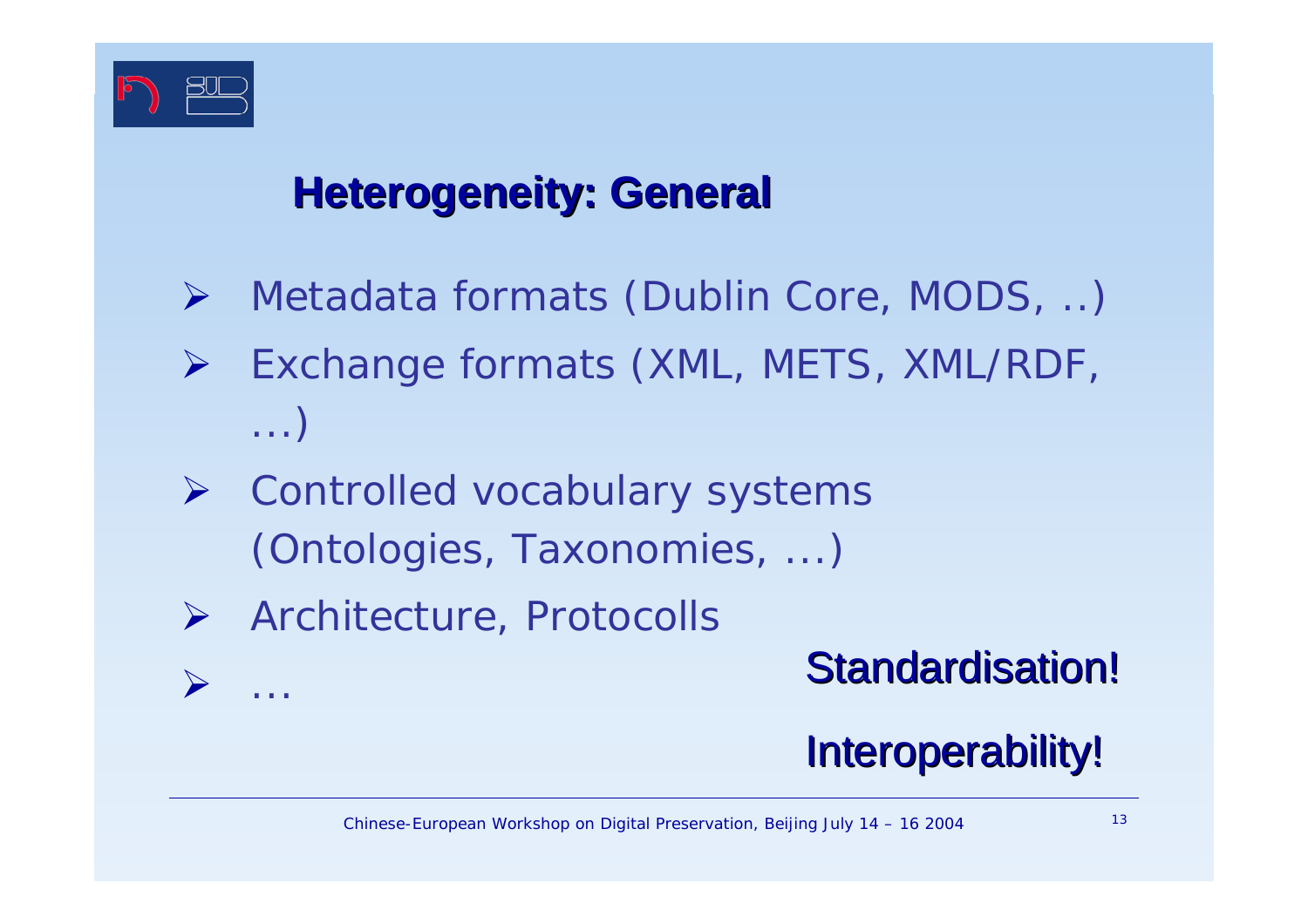## Heterogeneity: General

- Metadata formats (Dublin Core, MODS, ..)
- Exchange formats (XML, METS, XML/RDF, ...)
- Controlled vocabulary systems (Ontologies, Taxonomies, ...)
- Architecture, Protocolls
- ...

Standardisation!

Interoperability!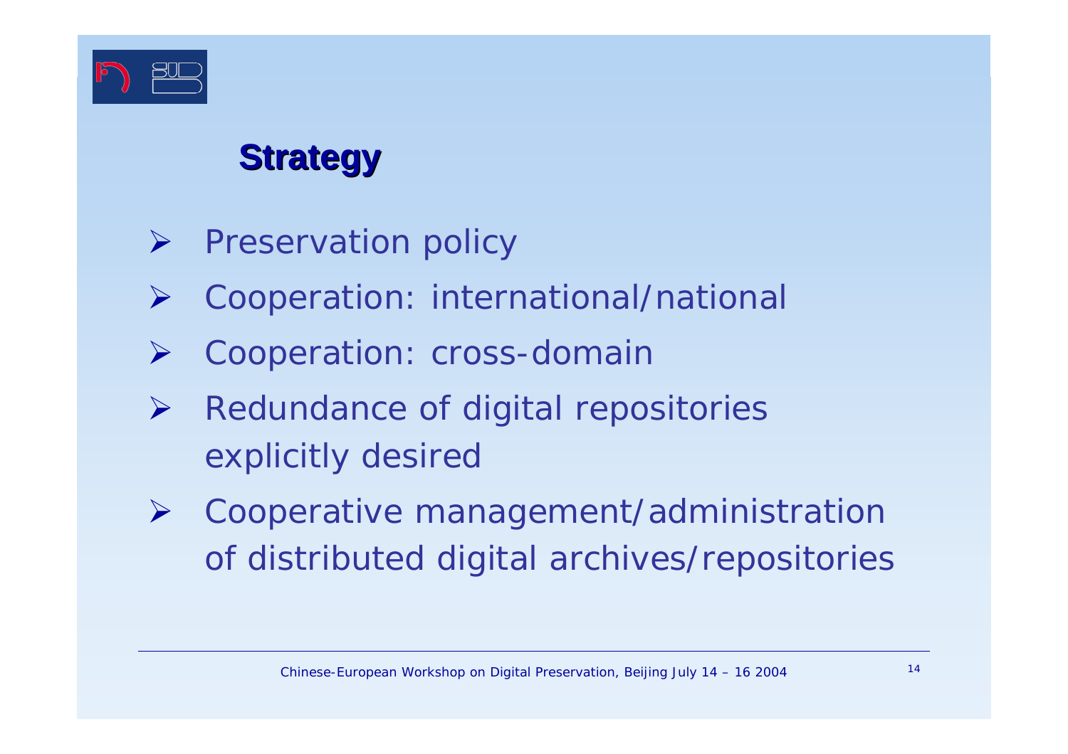## Strategy

- Preservation policy
- Cooperation: international/national
- Cooperation: cross-domain
- Redundance of digital repositories explicitly desired
- Cooperative management/administration of distributed digital archives/repositories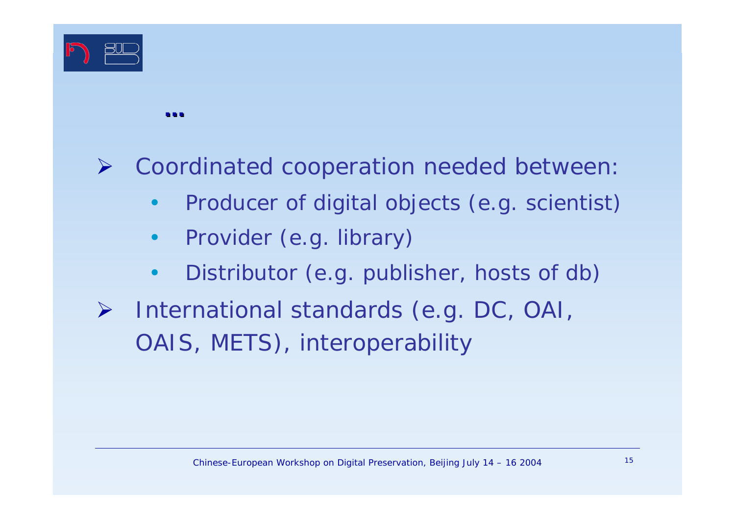...

- Coordinated cooperation needed between:
  - Producer of digital objects (e.g. scientist)
  - Provider (e.g. library)
  - Distributor (e.g. publisher, hosts of db)
- International standards (e.g. DC, OAI, OAIS, METS), interoperability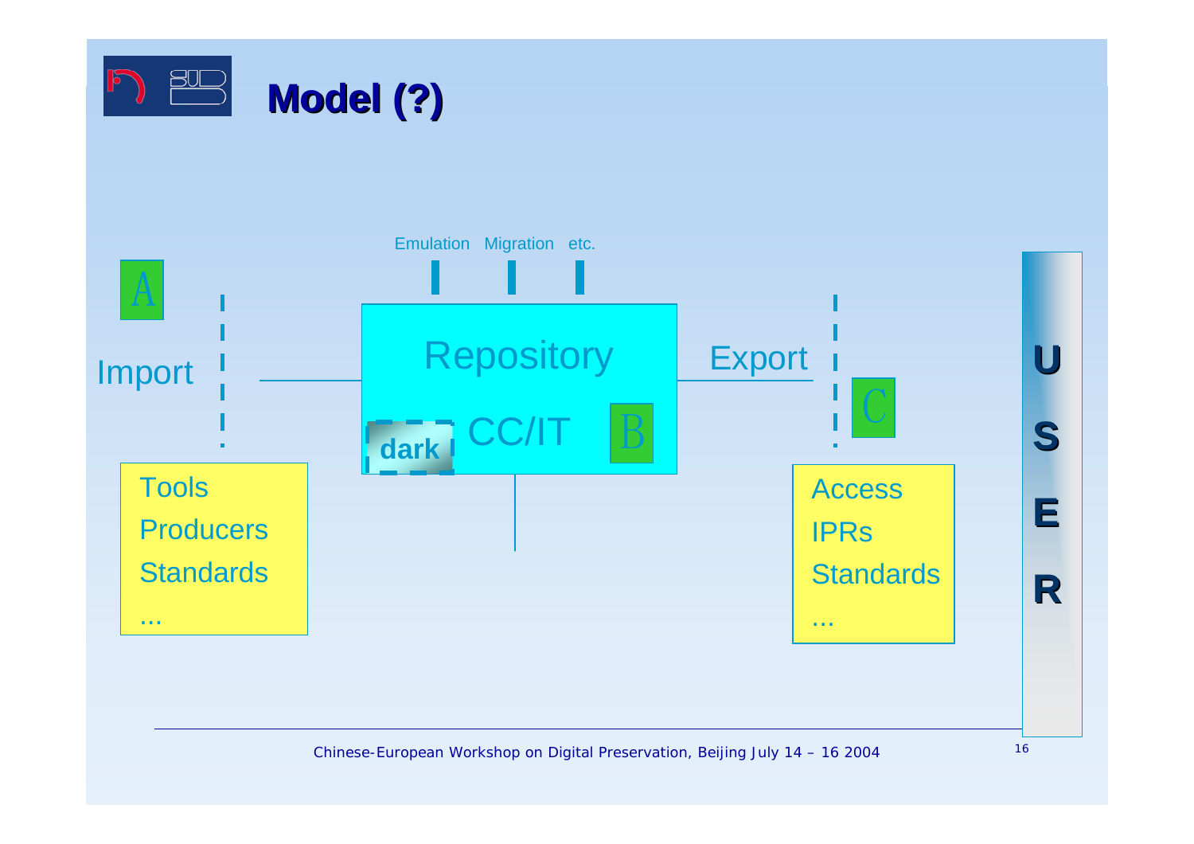# Model (?)

Emulation Migration etc.

A

Import

Repository

CC/IT

dark

B

Export

C

- Tools
- Producers
- Standards
- ...

- Access
- IPRs
- Standards
- ...

USER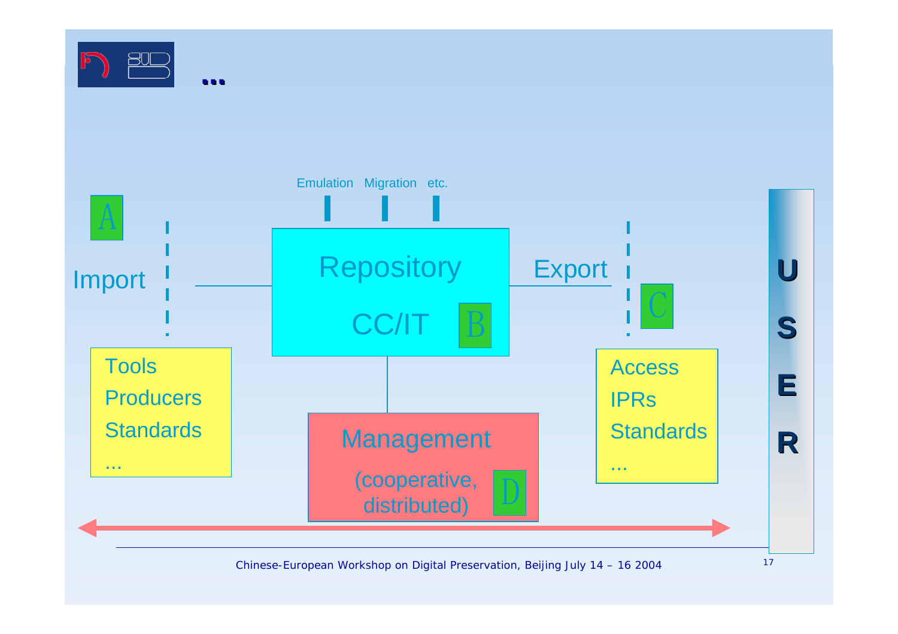# ...

Emulation Migration etc.

**A**

Import

Repository

CC/IT **B**

Export

**C**

- Tools
- Producers
- Standards
- ...

Management

(cooperative, distributed) **D**

- Access
- IPRs
- Standards
- ...

**U S E R**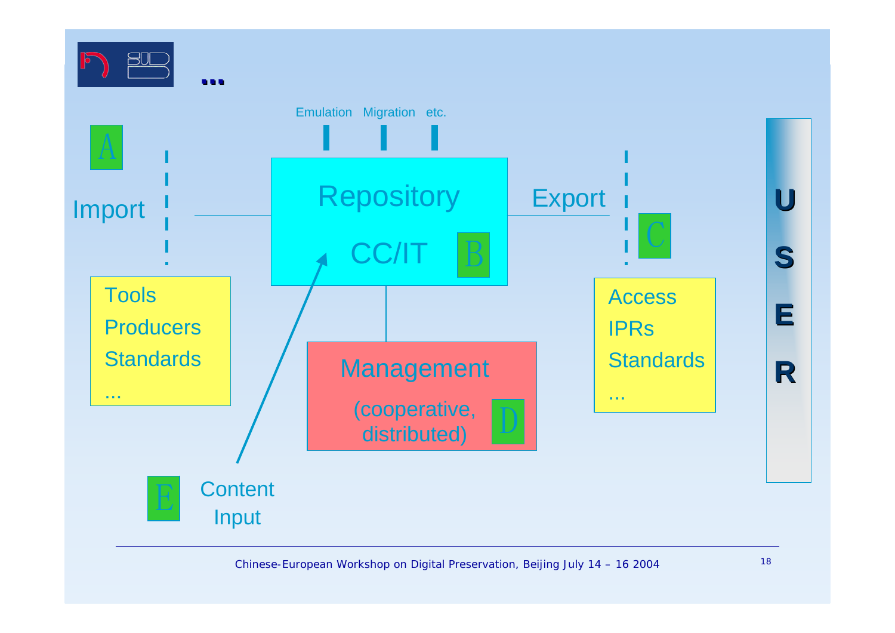...

Emulation Migration etc.

A

Import

Repository

CC/IT

B

Export

C

Tools
Producers
Standards
...

Management

(cooperative, distributed)

D

Access
IPRs
Standards
...

USER

E

Content Input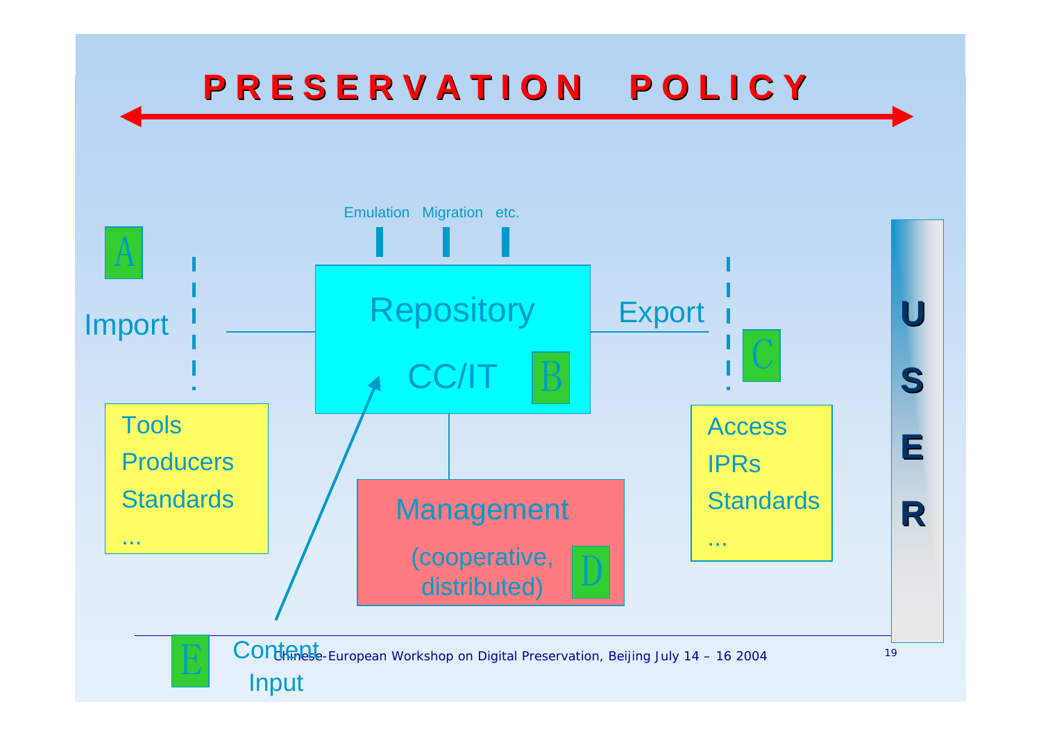# PRESERVATION POLICY

Emulation Migration etc.

A

Import

Tools
Producers
Standards
...

Repository

CC/IT

B

Export

C

Access
IPRs
Standards
...

Management

(cooperative, distributed)

D

E

Content Input

USER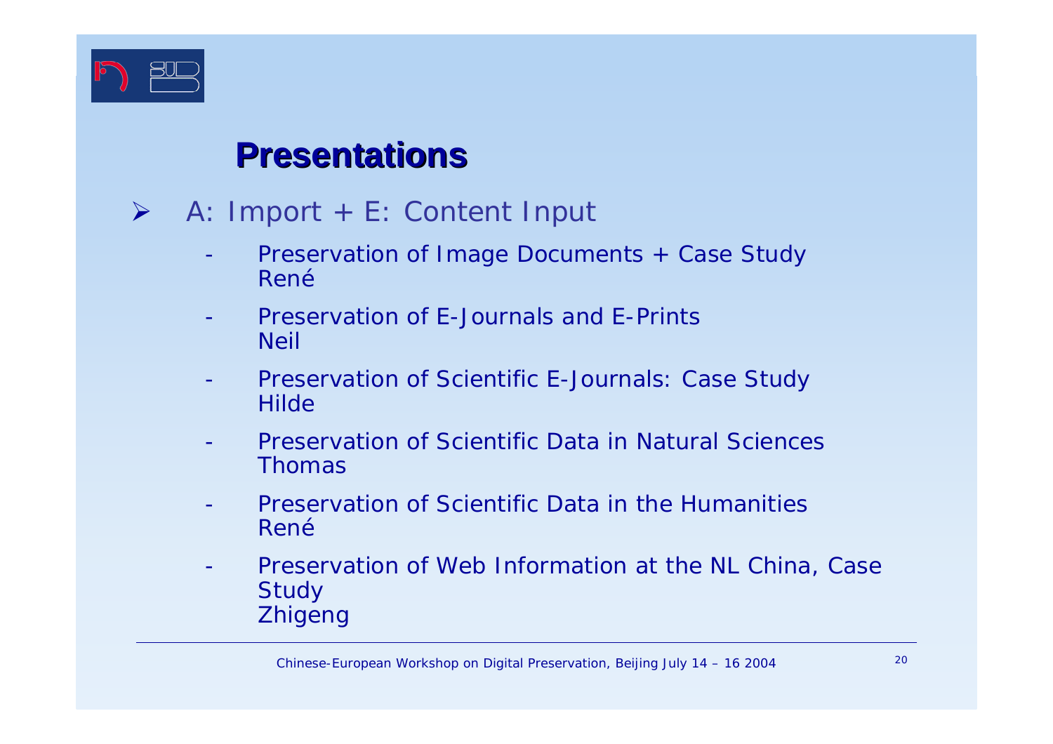# Presentations

- A: Import + E: Content Input
  - Preservation of Image Documents + Case Study
    René
  - Preservation of E-Journals and E-Prints
    Neil
  - Preservation of Scientific E-Journals: Case Study
    Hilde
  - Preservation of Scientific Data in Natural Sciences
    Thomas
  - Preservation of Scientific Data in the Humanities
    René
  - Preservation of Web Information at the NL China, Case Study
    Zhigeng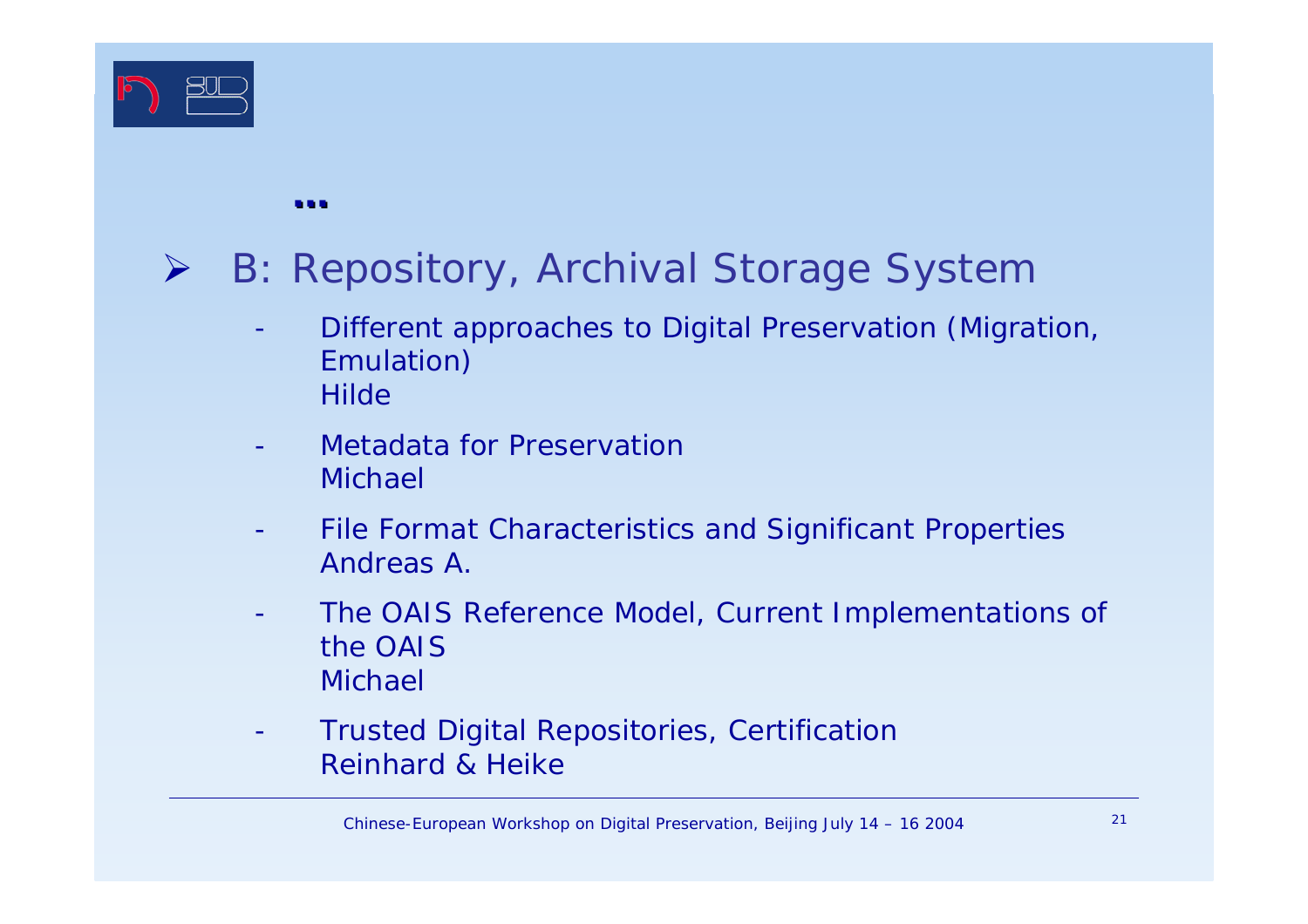...

- B: Repository, Archival Storage System
  - Different approaches to Digital Preservation (Migration, Emulation)
    Hilde
  - Metadata for Preservation
    Michael
  - File Format Characteristics and Significant Properties
    Andreas A.
  - The OAIS Reference Model, Current Implementations of the OAIS
    Michael
  - Trusted Digital Repositories, Certification
    Reinhard & Heike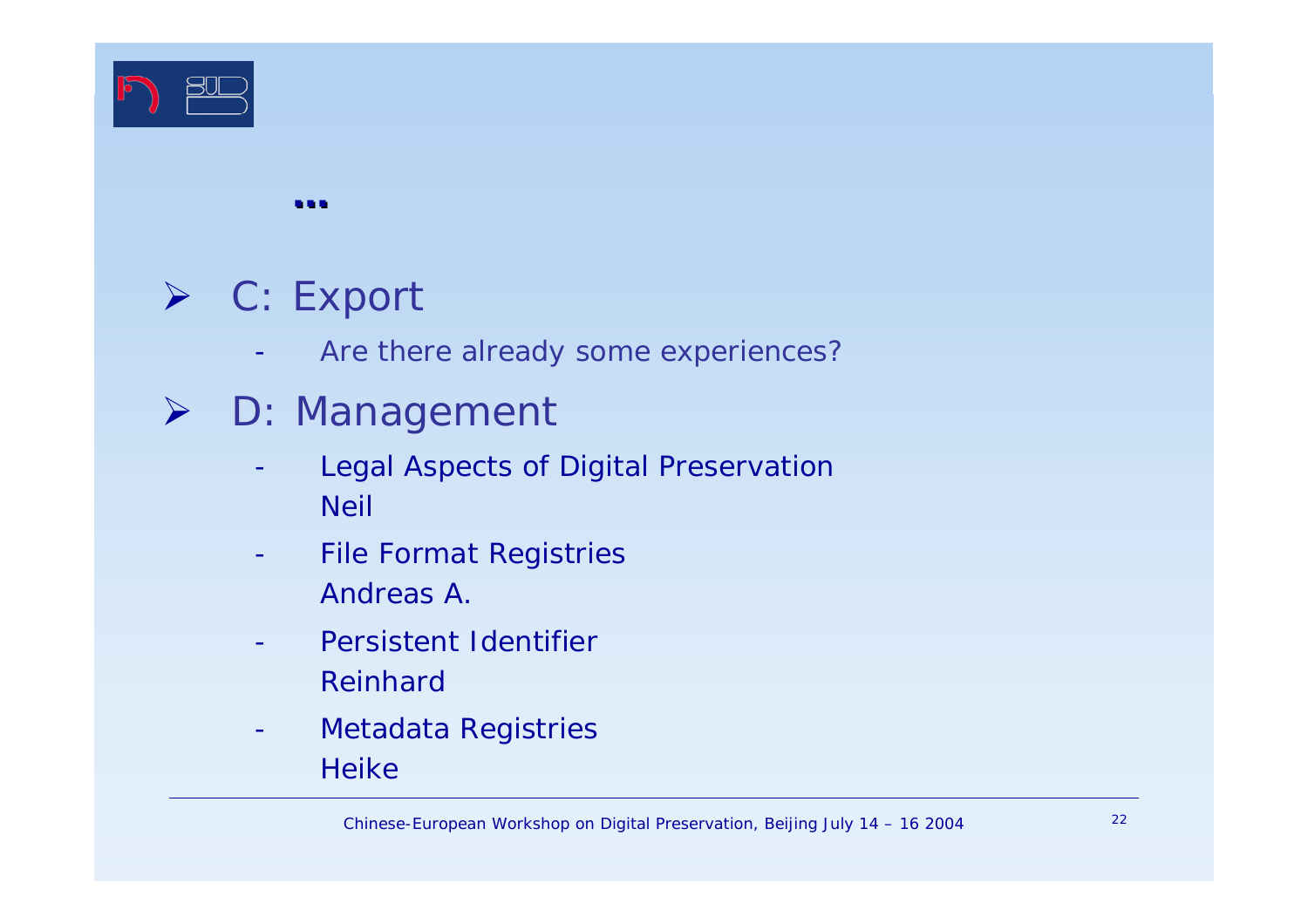...

- C: Export
  - Are there already some experiences?
- D: Management
  - Legal Aspects of Digital Preservation
    Neil
  - File Format Registries
    Andreas A.
  - Persistent Identifier
    Reinhard
  - Metadata Registries
    Heike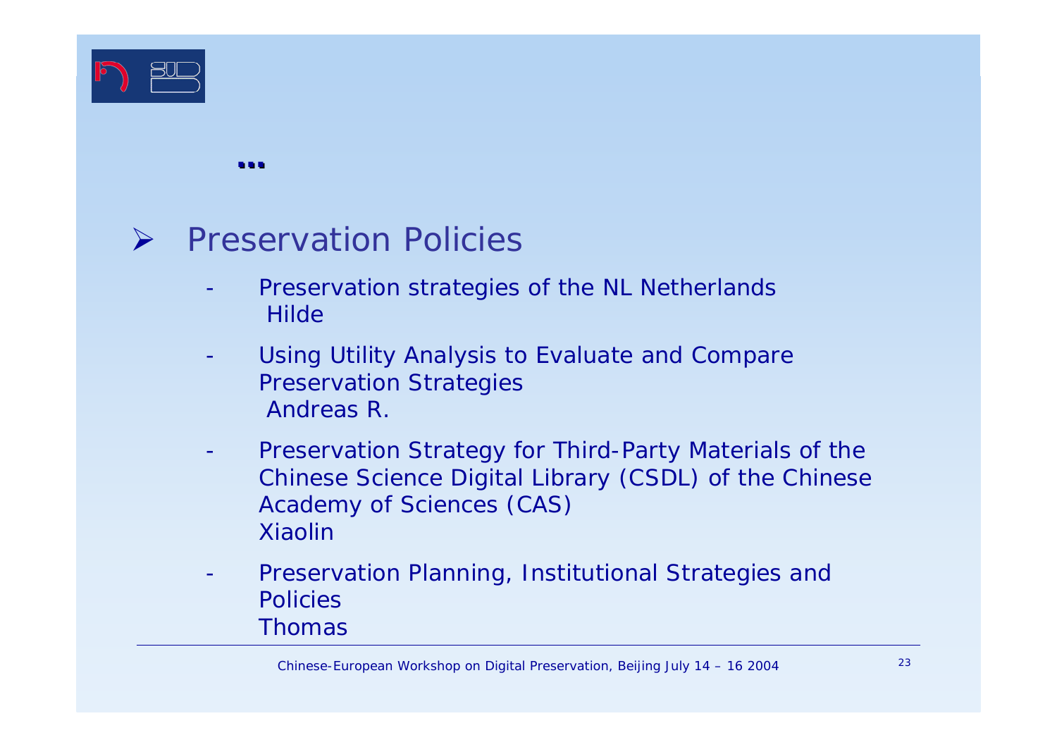...

- Preservation Policies
  - Preservation strategies of the NL Netherlands
    Hilde
  - Using Utility Analysis to Evaluate and Compare Preservation Strategies
    Andreas R.
  - Preservation Strategy for Third-Party Materials of the Chinese Science Digital Library (CSDL) of the Chinese Academy of Sciences (CAS)
    Xiaolin
  - Preservation Planning, Institutional Strategies and Policies
    Thomas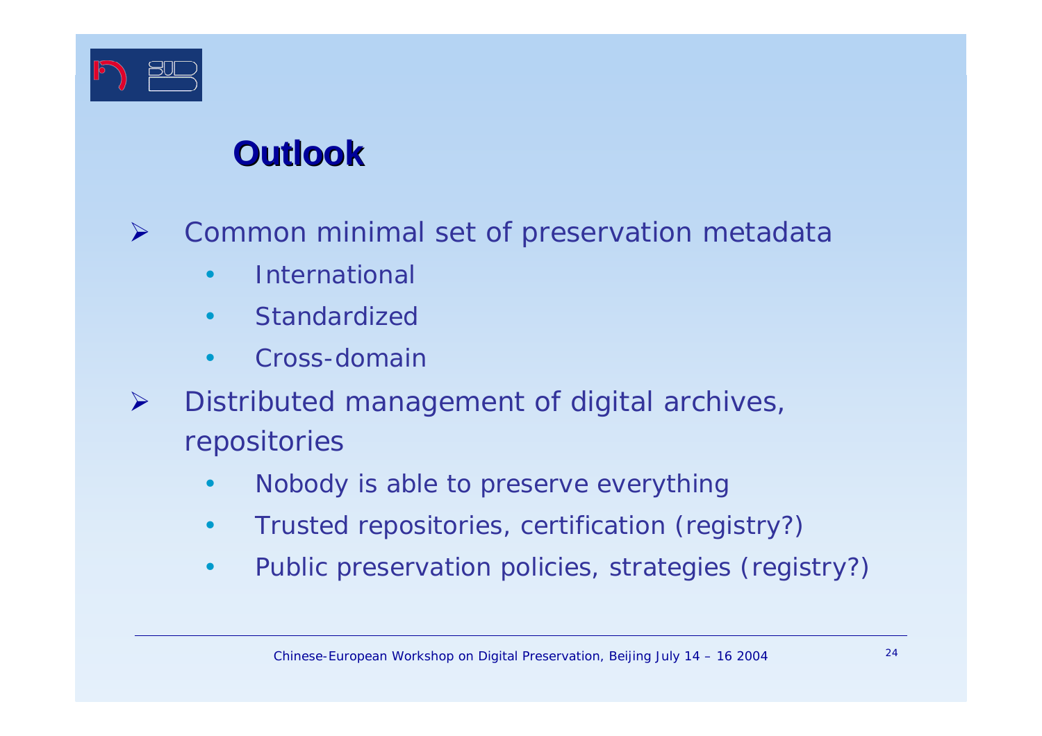# Outlook

- Common minimal set of preservation metadata
  - International
  - Standardized
  - Cross-domain
- Distributed management of digital archives, repositories
  - Nobody is able to preserve everything
  - Trusted repositories, certification (registry?)
  - Public preservation policies, strategies (registry?)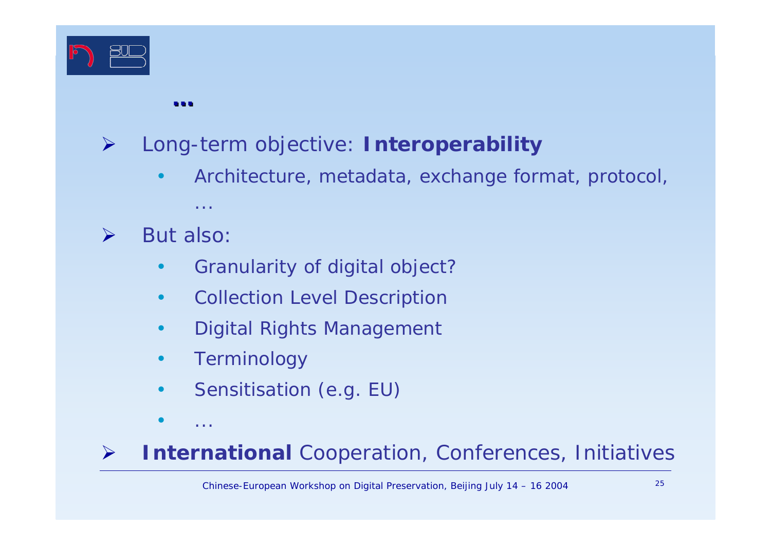## ...

- Long-term objective: **Interoperability**
  - Architecture, metadata, exchange format, protocol, ...
- But also:
  - Granularity of digital object?
  - Collection Level Description
  - Digital Rights Management
  - Terminology
  - Sensitisation (e.g. EU)
  - ...
- **International** Cooperation, Conferences, Initiatives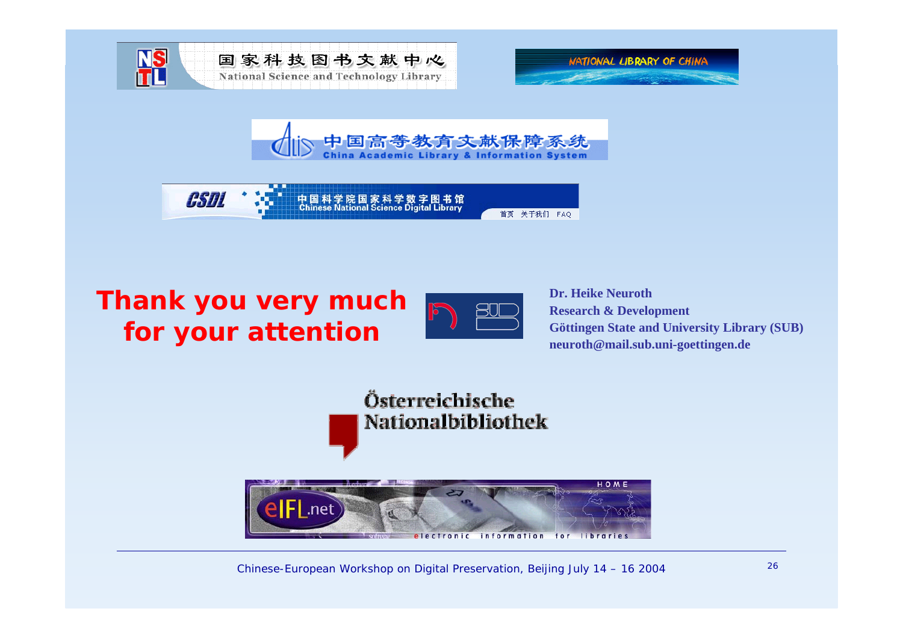国家科技图书文献中心
National Science and Technology Library

NATIONAL LIBRARY OF CHINA

中国高等教育文献保障系统
China Academic Library & Information System

CSDL 中国科学院国家科学数字图书馆
Chinese National Science Digital Library

首页 关于我们 FAQ

**Thank you very much for your attention**

**Dr. Heike Neuroth**
**Research & Development**
**Göttingen State and University Library (SUB)**
**neuroth@mail.sub.uni-goettingen.de**

Österreichische Nationalbibliothek

eIFL.net
electronic information for libraries